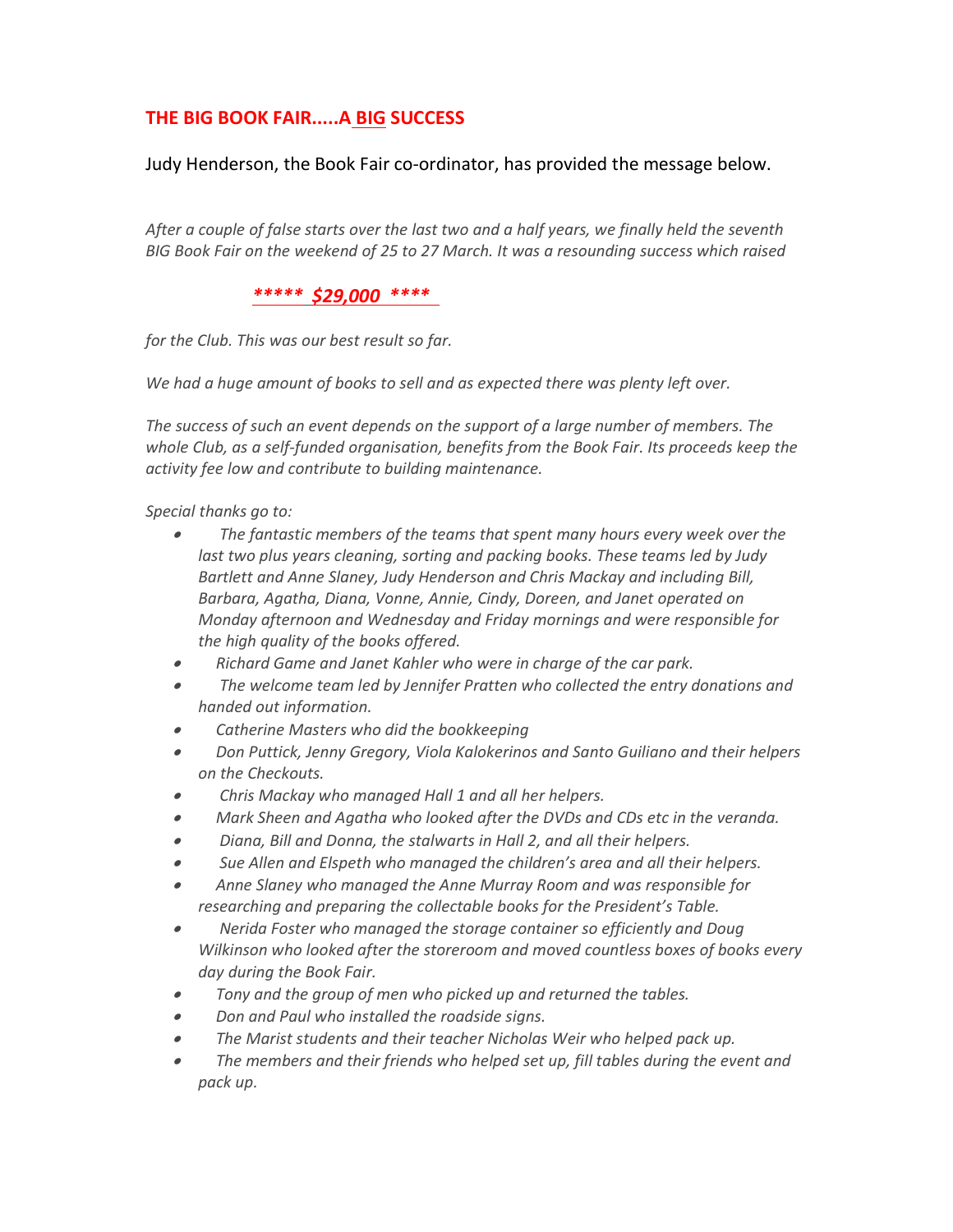# THE BIG BOOK FAIR.....A BIG SUCCESS

Judy Henderson, the Book Fair co-ordinator, has provided the message below.

*After a couple of false starts over the last two and a half years, we finally held the seventh BIG Book Fair on the weekend of 25 to 27 March. It was a resounding success which raised*

***** $29,000 ****

*for the Club. This was our best result so far.*

*We had a huge amount of books to sell and as expected there was plenty left over.*

*The success of such an event depends on the support of a large number of members. The whole Club, as a self-funded organisation, benefits from the Book Fair. Its proceeds keep the activity fee low and contribute to building maintenance.*

*Special thanks go to:*

- *The fantastic members of the teams that spent many hours every week over the last two plus years cleaning, sorting and packing books. These teams led by Judy Bartlett and Anne Slaney, Judy Henderson and Chris Mackay and including Bill, Barbara, Agatha, Diana, Vonne, Annie, Cindy, Doreen, and Janet operated on Monday afternoon and Wednesday and Friday mornings and were responsible for the high quality of the books offered.*
- *Richard Game and Janet Kahler who were in charge of the car park.*
- *The welcome team led by Jennifer Pratten who collected the entry donations and handed out information.*
- *Catherine Masters who did the bookkeeping*
- *Don Puttick, Jenny Gregory, Viola Kalokerinos and Santo Guiliano and their helpers on the Checkouts.*
- *Chris Mackay who managed Hall 1 and all her helpers.*
- *Mark Sheen and Agatha who looked after the DVDs and CDs etc in the veranda.*
- *Diana, Bill and Donna, the stalwarts in Hall 2, and all their helpers.*
- *Sue Allen and Elspeth who managed the children's area and all their helpers.*
- *Anne Slaney who managed the Anne Murray Room and was responsible for researching and preparing the collectable books for the President's Table.*
- *Nerida Foster who managed the storage container so efficiently and Doug Wilkinson who looked after the storeroom and moved countless boxes of books every day during the Book Fair.*
- *Tony and the group of men who picked up and returned the tables.*
- *Don and Paul who installed the roadside signs.*
- *The Marist students and their teacher Nicholas Weir who helped pack up.*
- *The members and their friends who helped set up, fill tables during the event and pack up.*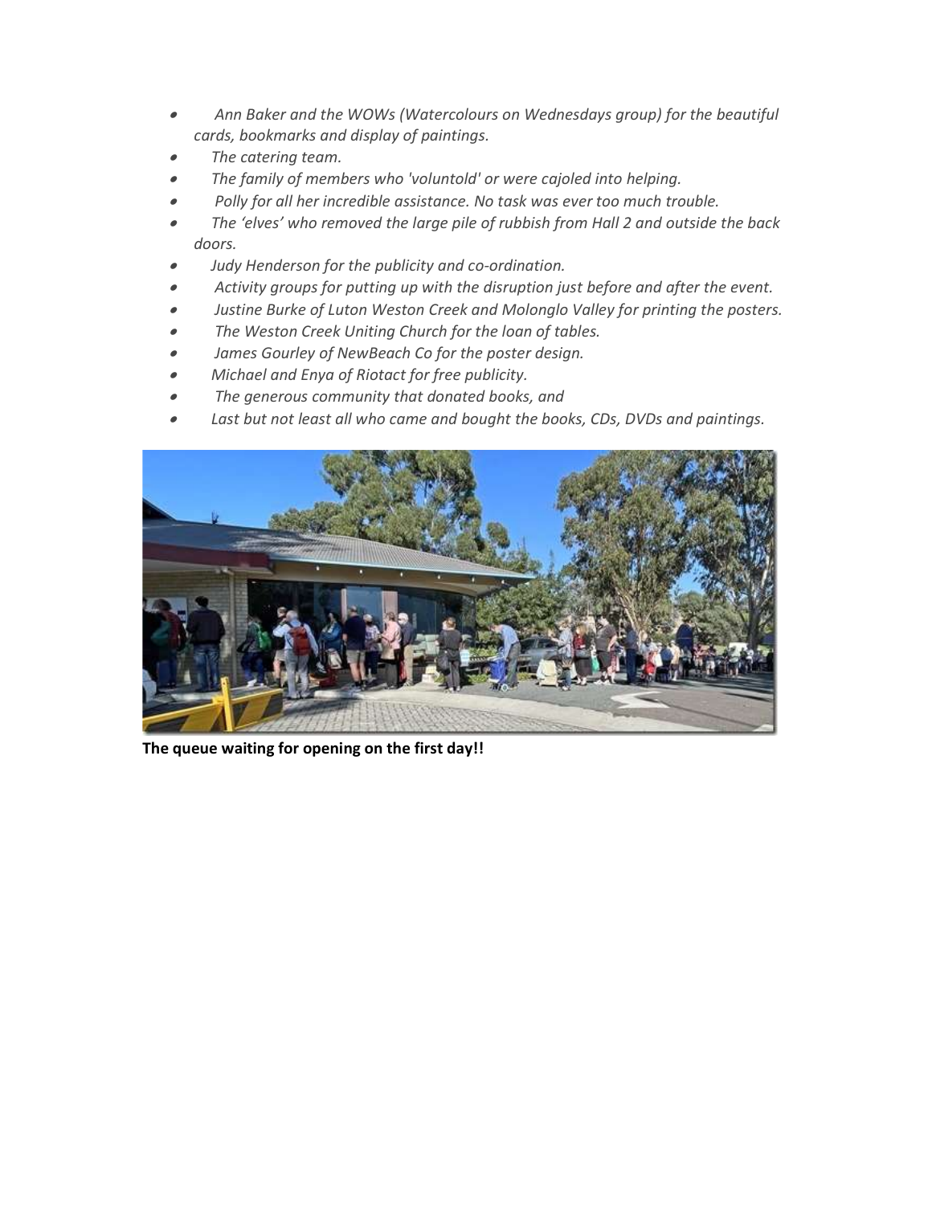- *Ann Baker and the WOWs (Watercolours on Wednesdays group) for the beautiful cards, bookmarks and display of paintings.*
- *The catering team.*
- *The family of members who 'voluntold' or were cajoled into helping.*
- *Polly for all her incredible assistance. No task was ever too much trouble.*
- *The 'elves' who removed the large pile of rubbish from Hall 2 and outside the back doors.*
- *Judy Henderson for the publicity and co-ordination.*
- *Activity groups for putting up with the disruption just before and after the event.*
- *Justine Burke of Luton Weston Creek and Molonglo Valley for printing the posters.*
- *The Weston Creek Uniting Church for the loan of tables.*
- *James Gourley of NewBeach Co for the poster design.*
- *Michael and Enya of Riotact for free publicity.*
- *The generous community that donated books, and*
- *Last but not least all who came and bought the books, CDs, DVDs and paintings.*

**The queue waiting for opening on the first day!!**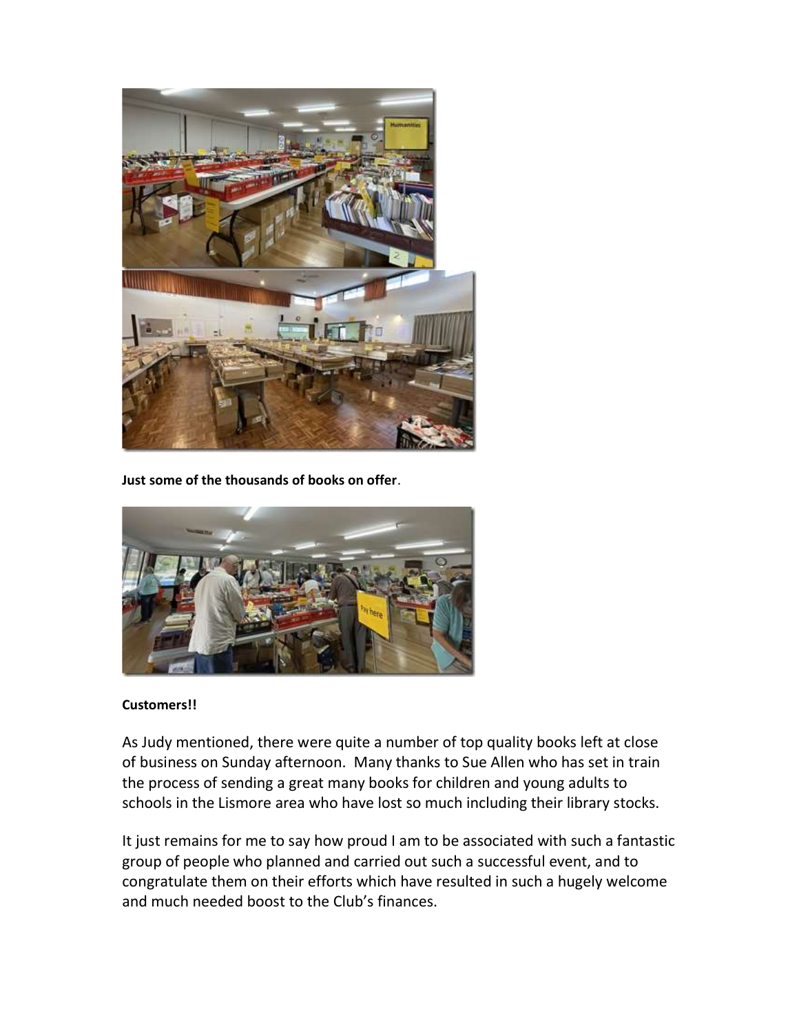**Just some of the thousands of books on offer**.

**Customers!!**

As Judy mentioned, there were quite a number of top quality books left at close of business on Sunday afternoon. Many thanks to Sue Allen who has set in train the process of sending a great many books for children and young adults to schools in the Lismore area who have lost so much including their library stocks.

It just remains for me to say how proud I am to be associated with such a fantastic group of people who planned and carried out such a successful event, and to congratulate them on their efforts which have resulted in such a hugely welcome and much needed boost to the Club's finances.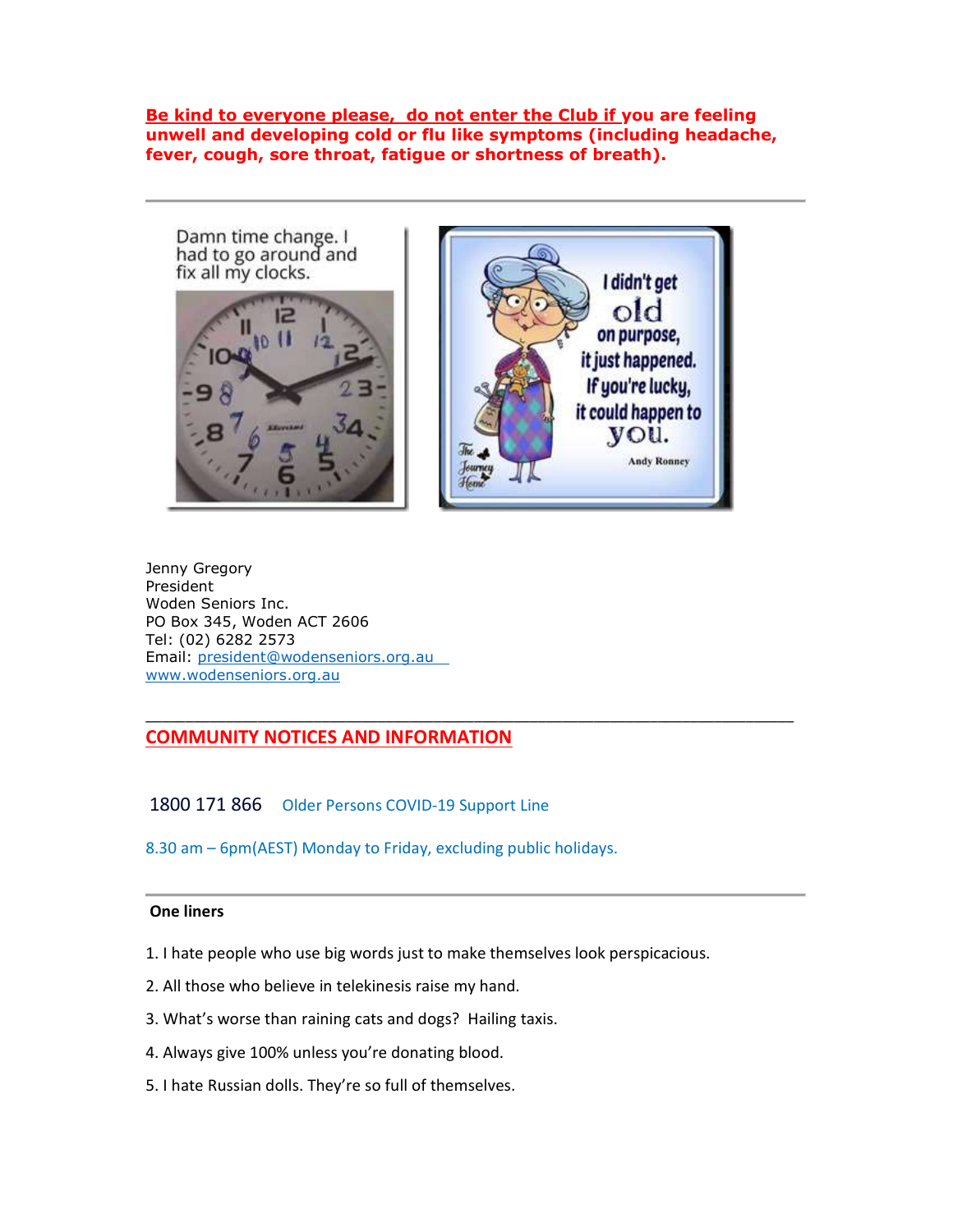**Be kind to everyone please, do not enter the Club if you are feeling unwell and developing cold or flu like symptoms (including headache, fever, cough, sore throat, fatigue or shortness of breath).**

---

Jenny Gregory
President
Woden Seniors Inc.
PO Box 345, Woden ACT 2606
Tel: (02) 6282 2573
Email: president@wodenseniors.org.au
www.wodenseniors.org.au

---

## COMMUNITY NOTICES AND INFORMATION

1800 171 866 Older Persons COVID-19 Support Line

8.30 am – 6pm(AEST) Monday to Friday, excluding public holidays.

---

**One liners**

1. I hate people who use big words just to make themselves look perspicacious.
2. All those who believe in telekinesis raise my hand.
3. What's worse than raining cats and dogs? Hailing taxis.
4. Always give 100% unless you're donating blood.
5. I hate Russian dolls. They're so full of themselves.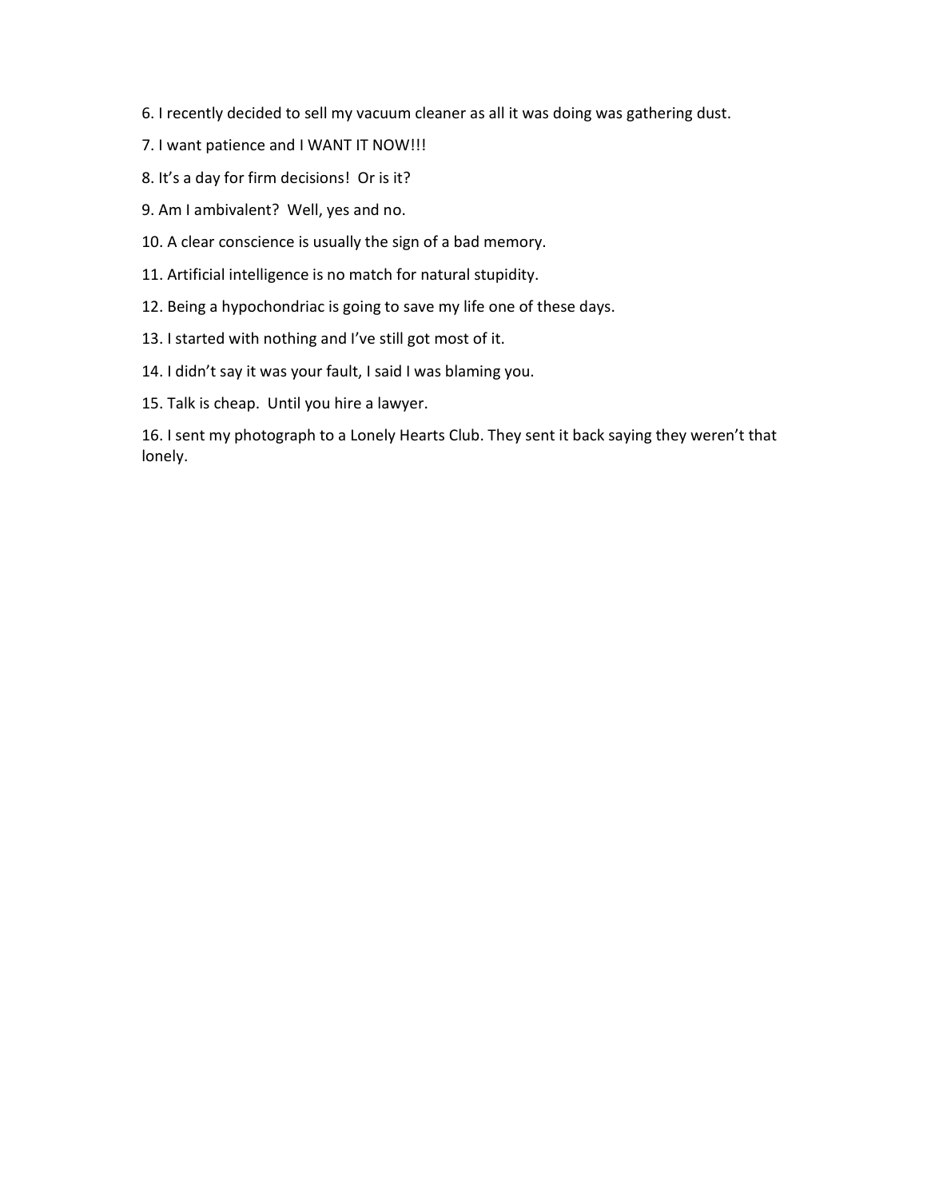6. I recently decided to sell my vacuum cleaner as all it was doing was gathering dust.

7. I want patience and I WANT IT NOW!!!

8. It's a day for firm decisions!  Or is it?

9. Am I ambivalent?  Well, yes and no.

10. A clear conscience is usually the sign of a bad memory.

11. Artificial intelligence is no match for natural stupidity.

12. Being a hypochondriac is going to save my life one of these days.

13. I started with nothing and I've still got most of it.

14. I didn't say it was your fault, I said I was blaming you.

15. Talk is cheap.  Until you hire a lawyer.

16. I sent my photograph to a Lonely Hearts Club. They sent it back saying they weren't that lonely.